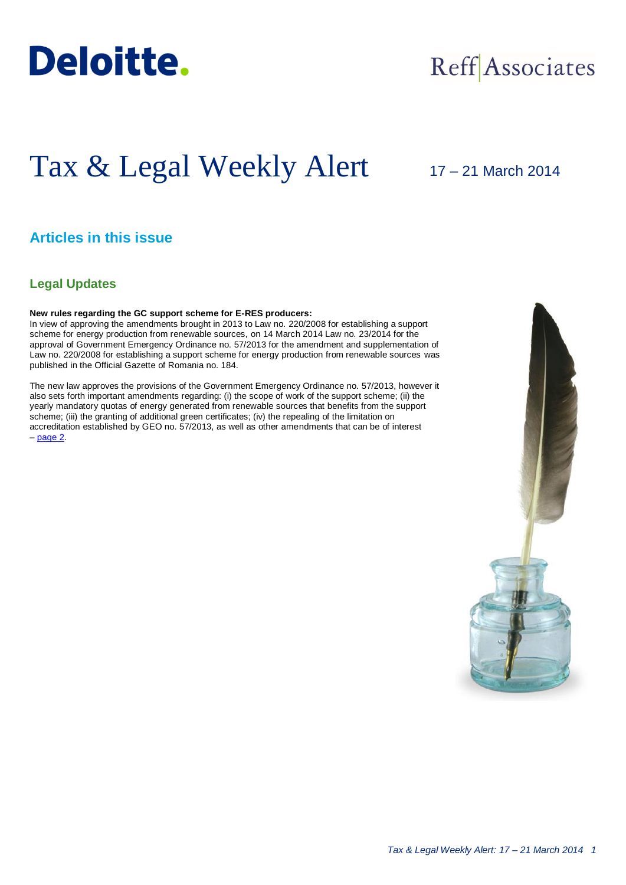Deloitte.

Reff Associates

# Tax & Legal Weekly Alert

17 – 21 March 2014

## Articles in this issue

### Legal Updates

**New rules regarding the GC support scheme for E-RES producers:**
In view of approving the amendments brought in 2013 to Law no. 220/2008 for establishing a support scheme for energy production from renewable sources, on 14 March 2014 Law no. 23/2014 for the approval of Government Emergency Ordinance no. 57/2013 for the amendment and supplementation of Law no. 220/2008 for establishing a support scheme for energy production from renewable sources was published in the Official Gazette of Romania no. 184.

The new law approves the provisions of the Government Emergency Ordinance no. 57/2013, however it also sets forth important amendments regarding: (i) the scope of work of the support scheme; (ii) the yearly mandatory quotas of energy generated from renewable sources that benefits from the support scheme; (iii) the granting of additional green certificates; (iv) the repealing of the limitation on accreditation established by GEO no. 57/2013, as well as other amendments that can be of interest – page 2.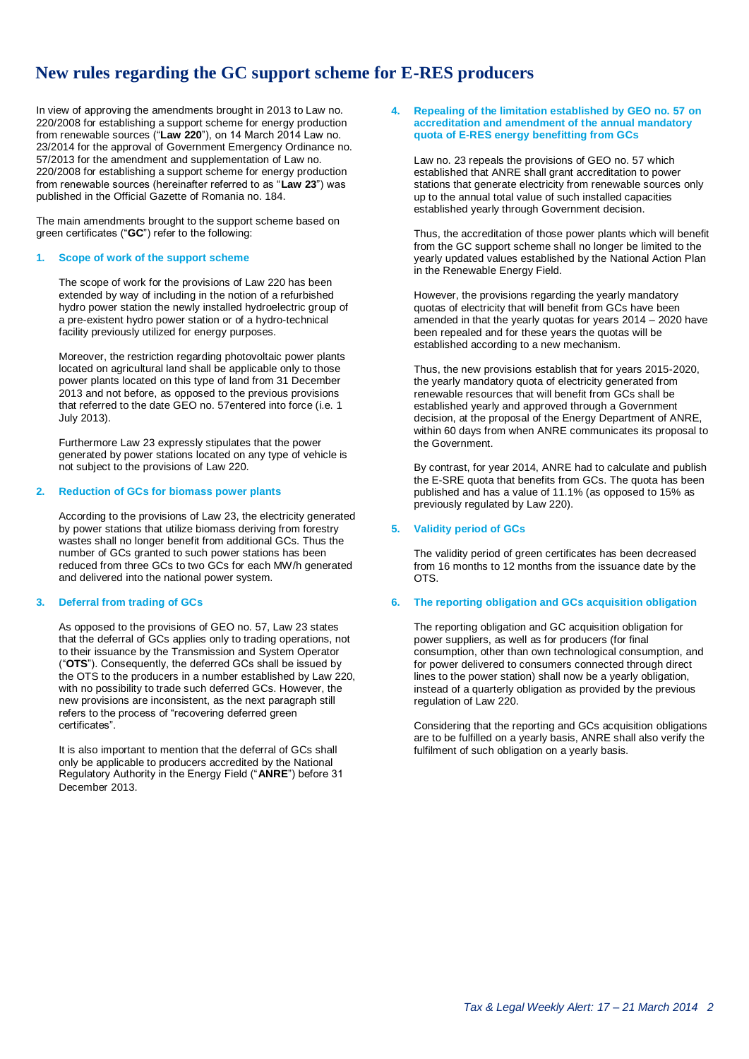# New rules regarding the GC support scheme for E-RES producers

In view of approving the amendments brought in 2013 to Law no. 220/2008 for establishing a support scheme for energy production from renewable sources ("**Law 220**"), on 14 March 2014 Law no. 23/2014 for the approval of Government Emergency Ordinance no. 57/2013 for the amendment and supplementation of Law no. 220/2008 for establishing a support scheme for energy production from renewable sources (hereinafter referred to as "**Law 23**") was published in the Official Gazette of Romania no. 184.

The main amendments brought to the support scheme based on green certificates ("**GC**") refer to the following:

### 1. Scope of work of the support scheme

The scope of work for the provisions of Law 220 has been extended by way of including in the notion of a refurbished hydro power station the newly installed hydroelectric group of a pre-existent hydro power station or of a hydro-technical facility previously utilized for energy purposes.

Moreover, the restriction regarding photovoltaic power plants located on agricultural land shall be applicable only to those power plants located on this type of land from 31 December 2013 and not before, as opposed to the previous provisions that referred to the date GEO no. 57entered into force (i.e. 1 July 2013).

Furthermore Law 23 expressly stipulates that the power generated by power stations located on any type of vehicle is not subject to the provisions of Law 220.

### 2. Reduction of GCs for biomass power plants

According to the provisions of Law 23, the electricity generated by power stations that utilize biomass deriving from forestry wastes shall no longer benefit from additional GCs. Thus the number of GCs granted to such power stations has been reduced from three GCs to two GCs for each MW/h generated and delivered into the national power system.

### 3. Deferral from trading of GCs

As opposed to the provisions of GEO no. 57, Law 23 states that the deferral of GCs applies only to trading operations, not to their issuance by the Transmission and System Operator ("**OTS**"). Consequently, the deferred GCs shall be issued by the OTS to the producers in a number established by Law 220, with no possibility to trade such deferred GCs. However, the new provisions are inconsistent, as the next paragraph still refers to the process of "recovering deferred green certificates".

It is also important to mention that the deferral of GCs shall only be applicable to producers accredited by the National Regulatory Authority in the Energy Field ("**ANRE**") before 31 December 2013.

### 4. Repealing of the limitation established by GEO no. 57 on accreditation and amendment of the annual mandatory quota of E-RES energy benefitting from GCs

Law no. 23 repeals the provisions of GEO no. 57 which established that ANRE shall grant accreditation to power stations that generate electricity from renewable sources only up to the annual total value of such installed capacities established yearly through Government decision.

Thus, the accreditation of those power plants which will benefit from the GC support scheme shall no longer be limited to the yearly updated values established by the National Action Plan in the Renewable Energy Field.

However, the provisions regarding the yearly mandatory quotas of electricity that will benefit from GCs have been amended in that the yearly quotas for years 2014 – 2020 have been repealed and for these years the quotas will be established according to a new mechanism.

Thus, the new provisions establish that for years 2015-2020, the yearly mandatory quota of electricity generated from renewable resources that will benefit from GCs shall be established yearly and approved through a Government decision, at the proposal of the Energy Department of ANRE, within 60 days from when ANRE communicates its proposal to the Government.

By contrast, for year 2014, ANRE had to calculate and publish the E-SRE quota that benefits from GCs. The quota has been published and has a value of 11.1% (as opposed to 15% as previously regulated by Law 220).

### 5. Validity period of GCs

The validity period of green certificates has been decreased from 16 months to 12 months from the issuance date by the OTS.

### 6. The reporting obligation and GCs acquisition obligation

The reporting obligation and GC acquisition obligation for power suppliers, as well as for producers (for final consumption, other than own technological consumption, and for power delivered to consumers connected through direct lines to the power station) shall now be a yearly obligation, instead of a quarterly obligation as provided by the previous regulation of Law 220.

Considering that the reporting and GCs acquisition obligations are to be fulfilled on a yearly basis, ANRE shall also verify the fulfilment of such obligation on a yearly basis.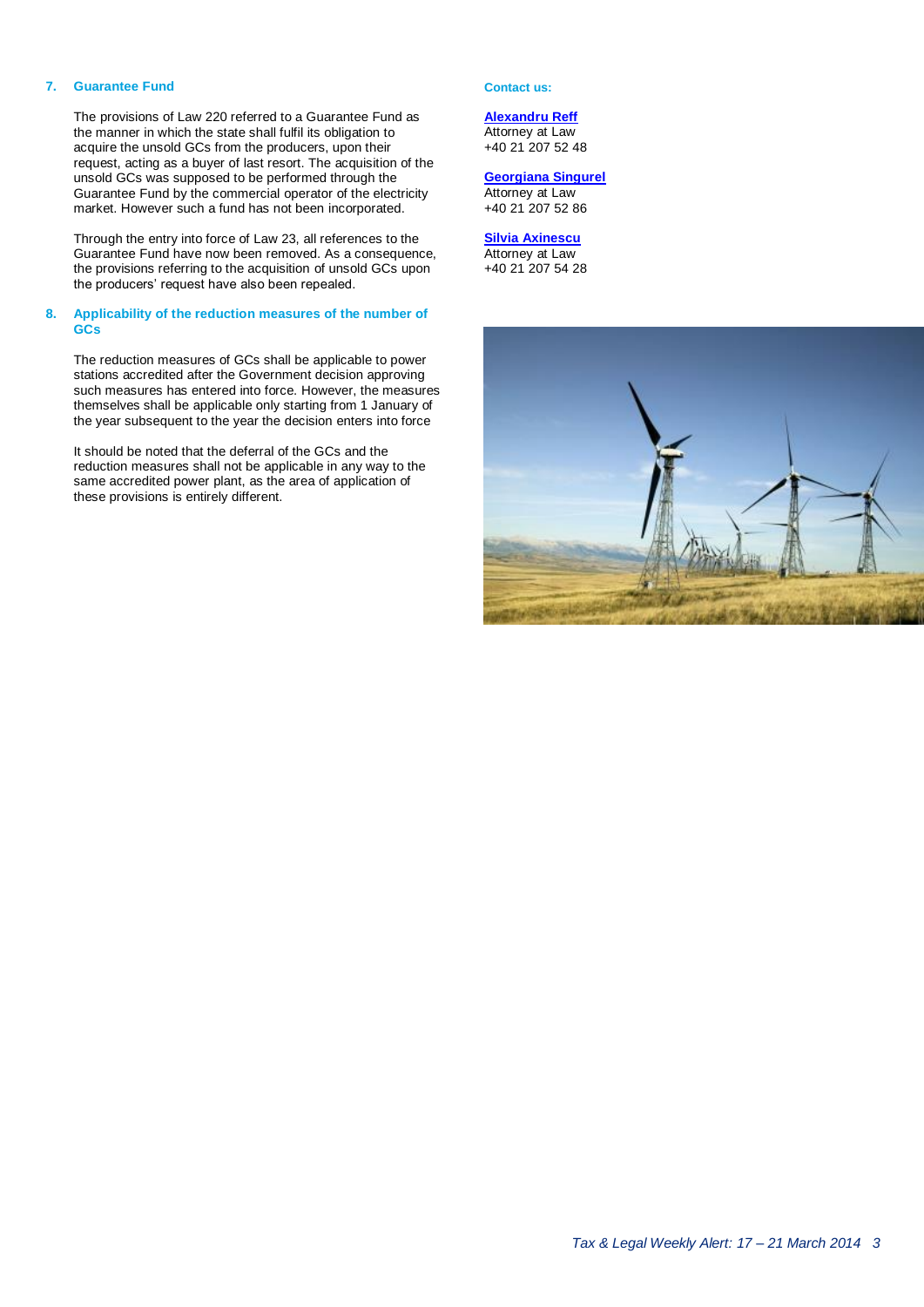## 7. Guarantee Fund

The provisions of Law 220 referred to a Guarantee Fund as the manner in which the state shall fulfil its obligation to acquire the unsold GCs from the producers, upon their request, acting as a buyer of last resort. The acquisition of the unsold GCs was supposed to be performed through the Guarantee Fund by the commercial operator of the electricity market. However such a fund has not been incorporated.

Through the entry into force of Law 23, all references to the Guarantee Fund have now been removed. As a consequence, the provisions referring to the acquisition of unsold GCs upon the producers' request have also been repealed.

## 8. Applicability of the reduction measures of the number of GCs

The reduction measures of GCs shall be applicable to power stations accredited after the Government decision approving such measures has entered into force. However, the measures themselves shall be applicable only starting from 1 January of the year subsequent to the year the decision enters into force

It should be noted that the deferral of the GCs and the reduction measures shall not be applicable in any way to the same accredited power plant, as the area of application of these provisions is entirely different.

**Contact us:**

**Alexandru Reff**
Attorney at Law
+40 21 207 52 48

**Georgiana Singurel**
Attorney at Law
+40 21 207 52 86

**Silvia Axinescu**
Attorney at Law
+40 21 207 54 28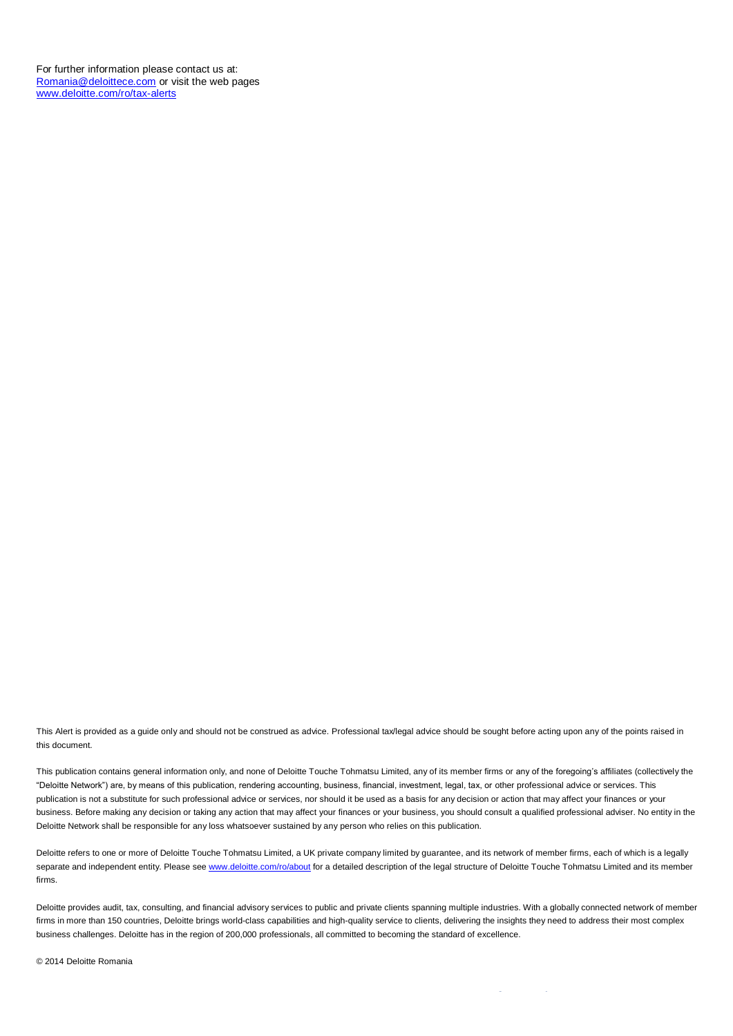For further information please contact us at:
Romania@deloittece.com or visit the web pages
www.deloitte.com/ro/tax-alerts

This Alert is provided as a guide only and should not be construed as advice. Professional tax/legal advice should be sought before acting upon any of the points raised in this document.

This publication contains general information only, and none of Deloitte Touche Tohmatsu Limited, any of its member firms or any of the foregoing's affiliates (collectively the "Deloitte Network") are, by means of this publication, rendering accounting, business, financial, investment, legal, tax, or other professional advice or services. This publication is not a substitute for such professional advice or services, nor should it be used as a basis for any decision or action that may affect your finances or your business. Before making any decision or taking any action that may affect your finances or your business, you should consult a qualified professional adviser. No entity in the Deloitte Network shall be responsible for any loss whatsoever sustained by any person who relies on this publication.

Deloitte refers to one or more of Deloitte Touche Tohmatsu Limited, a UK private company limited by guarantee, and its network of member firms, each of which is a legally separate and independent entity. Please see www.deloitte.com/ro/about for a detailed description of the legal structure of Deloitte Touche Tohmatsu Limited and its member firms.

Deloitte provides audit, tax, consulting, and financial advisory services to public and private clients spanning multiple industries. With a globally connected network of member firms in more than 150 countries, Deloitte brings world-class capabilities and high-quality service to clients, delivering the insights they need to address their most complex business challenges. Deloitte has in the region of 200,000 professionals, all committed to becoming the standard of excellence.

© 2014 Deloitte Romania